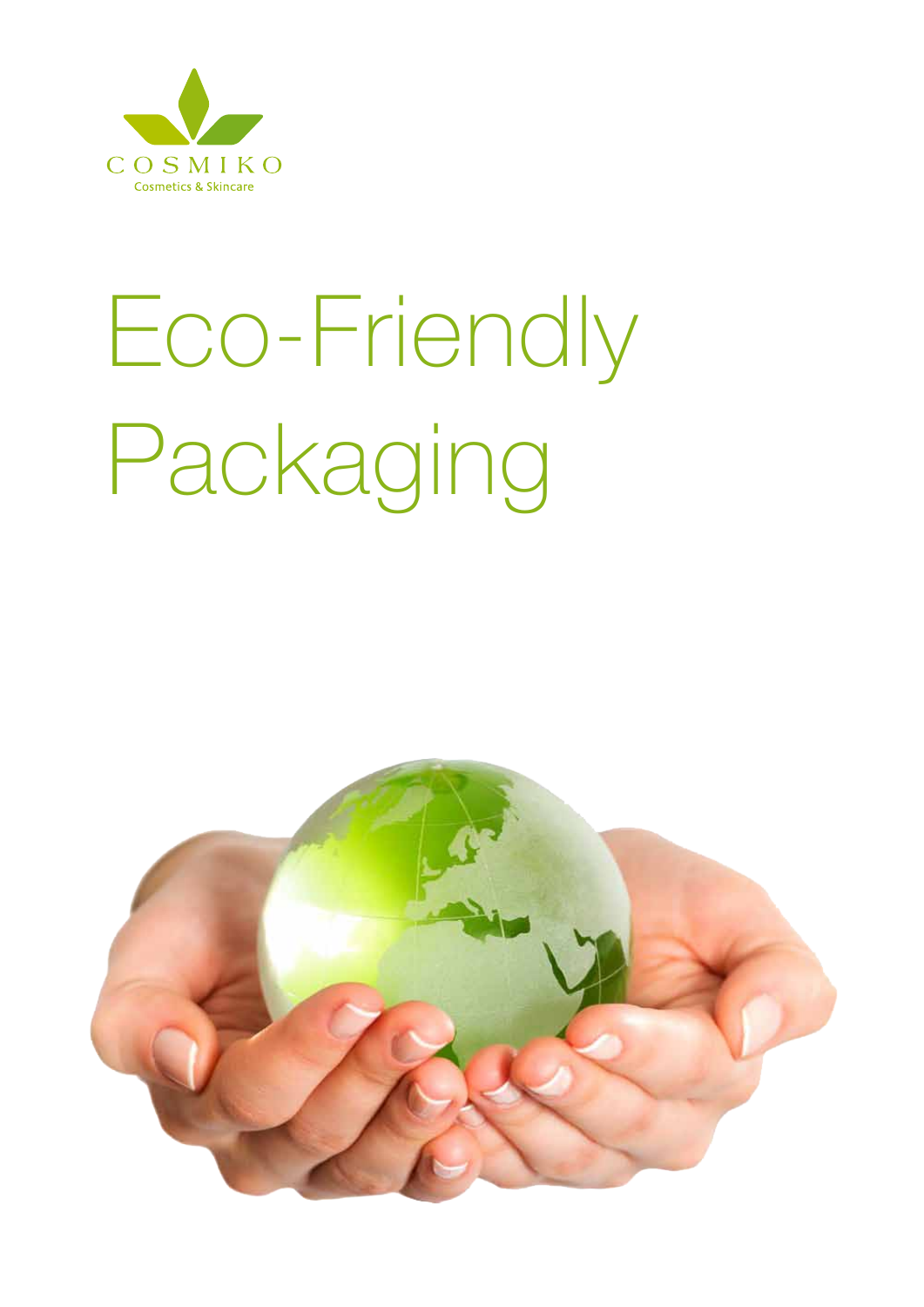COSMIKO
Cosmetics & Skincare

# Eco-Friendly Packaging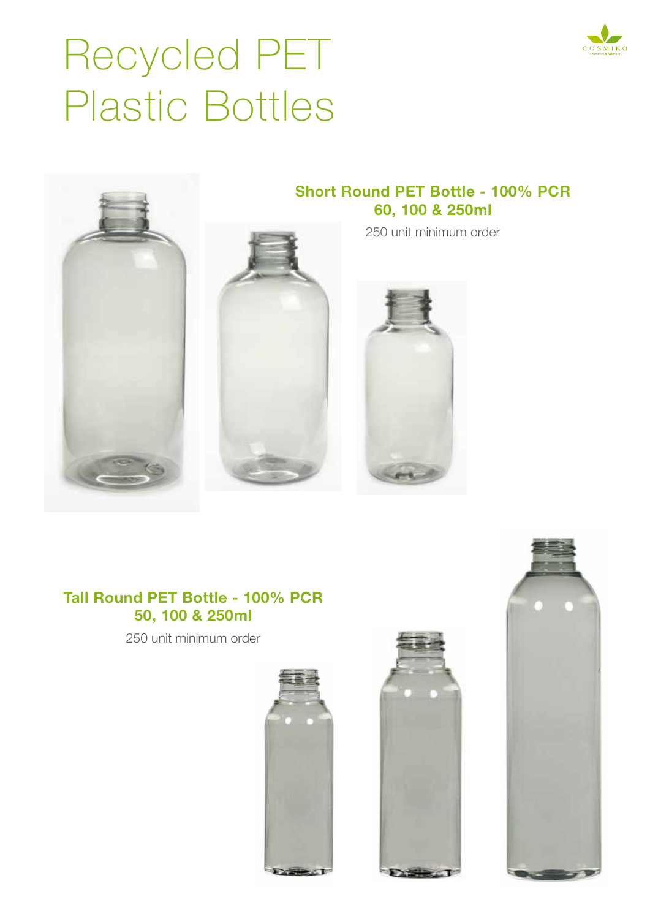# Recycled PET Plastic Bottles

## Short Round PET Bottle - 100% PCR 60, 100 & 250ml

250 unit minimum order

## Tall Round PET Bottle - 100% PCR 50, 100 & 250ml

250 unit minimum order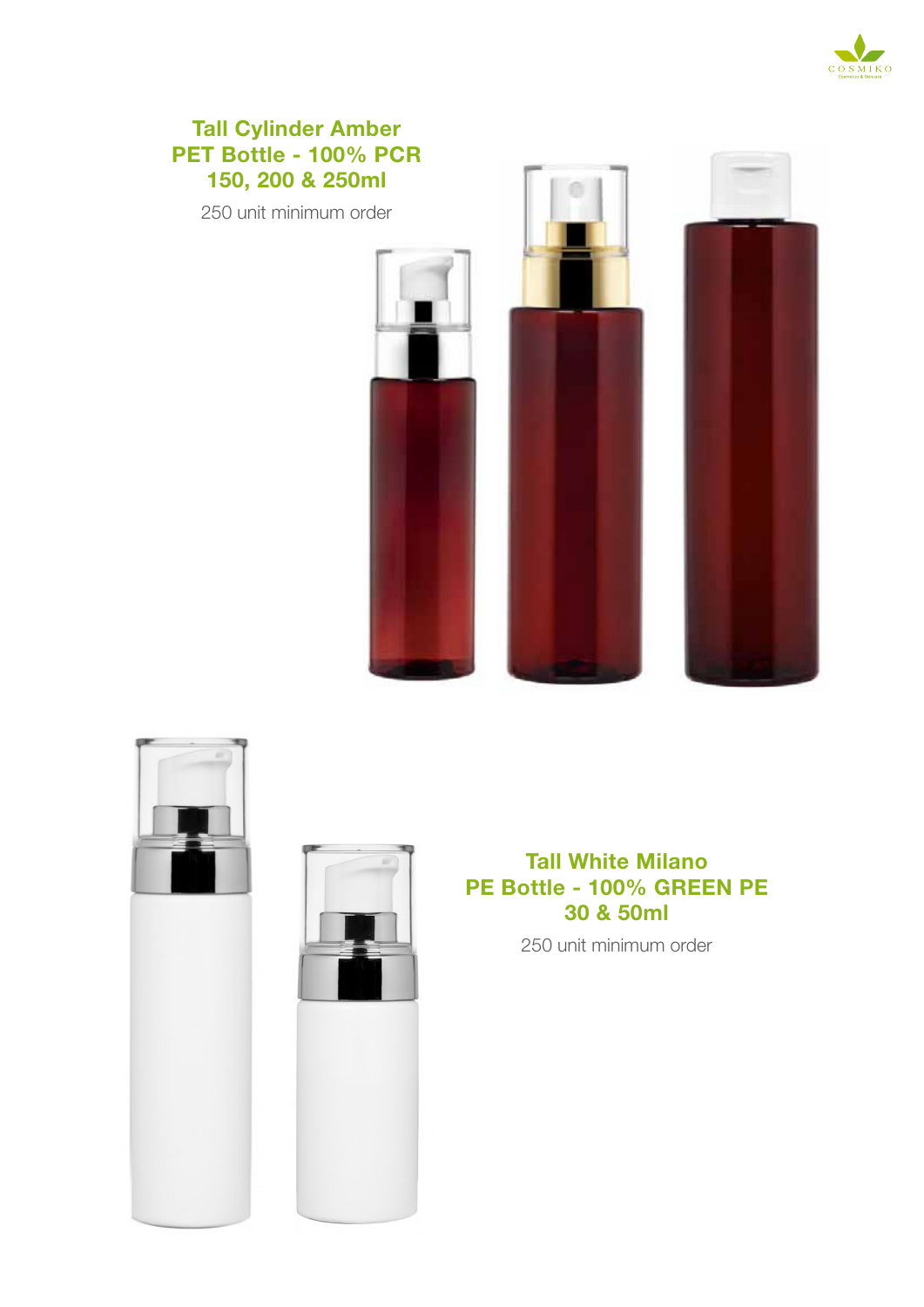## Tall Cylinder Amber PET Bottle - 100% PCR 150, 200 & 250ml

250 unit minimum order

## Tall White Milano PE Bottle - 100% GREEN PE 30 & 50ml

250 unit minimum order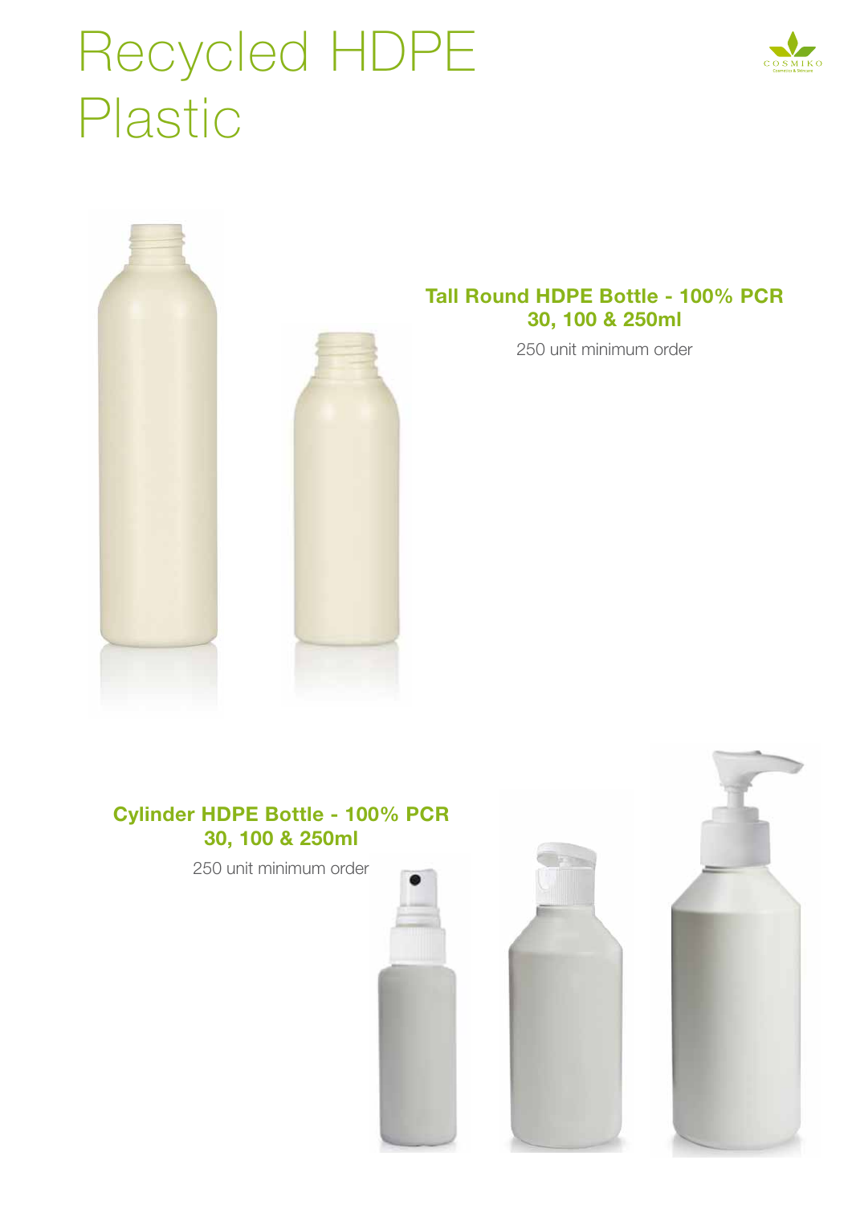# Recycled HDPE Plastic

**Tall Round HDPE Bottle - 100% PCR**
**30, 100 & 250ml**

250 unit minimum order

**Cylinder HDPE Bottle - 100% PCR**
**30, 100 & 250ml**

250 unit minimum order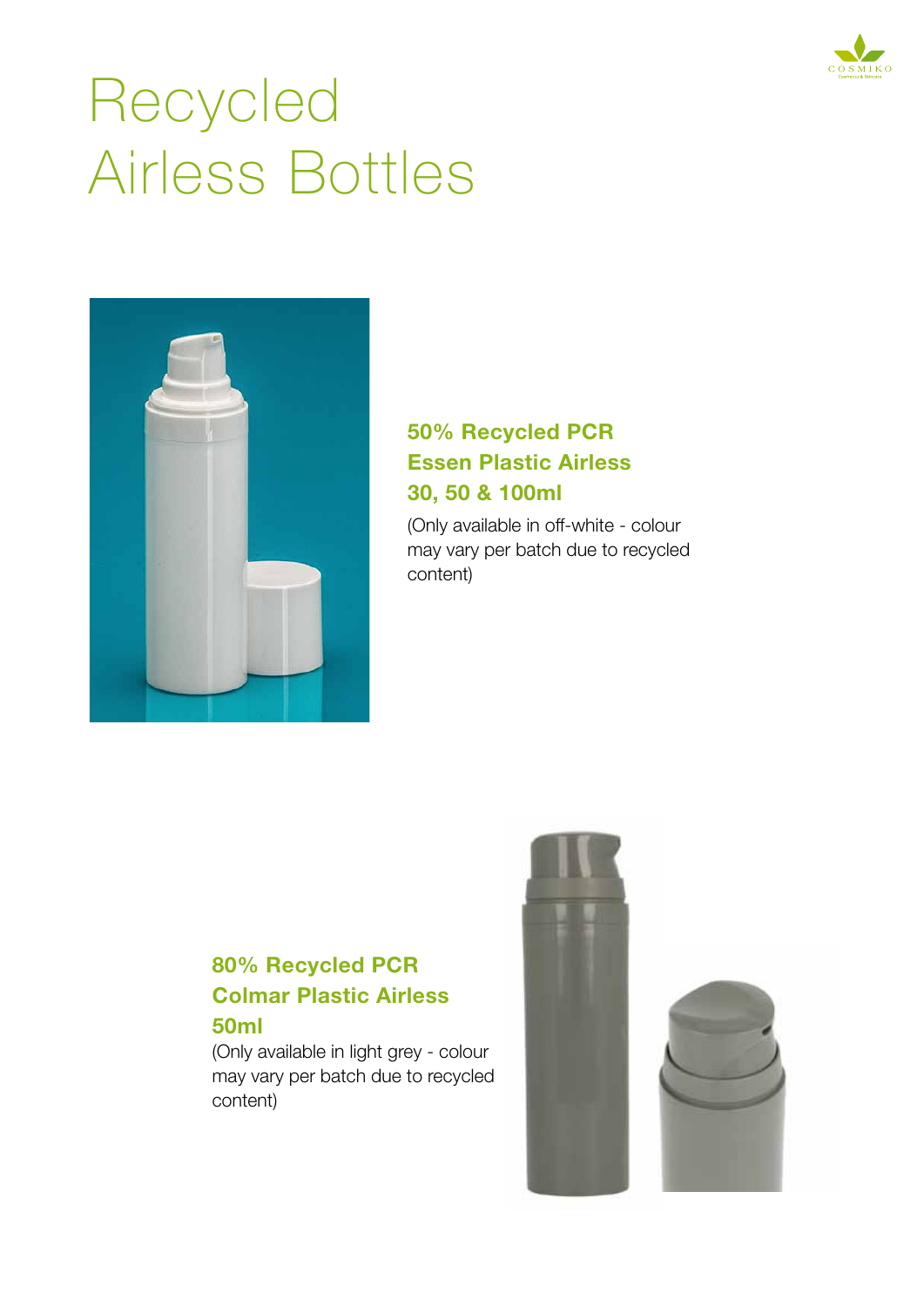# Recycled Airless Bottles

### 50% Recycled PCR Essen Plastic Airless 30, 50 & 100ml

(Only available in off-white - colour may vary per batch due to recycled content)

### 80% Recycled PCR Colmar Plastic Airless 50ml

(Only available in light grey - colour may vary per batch due to recycled content)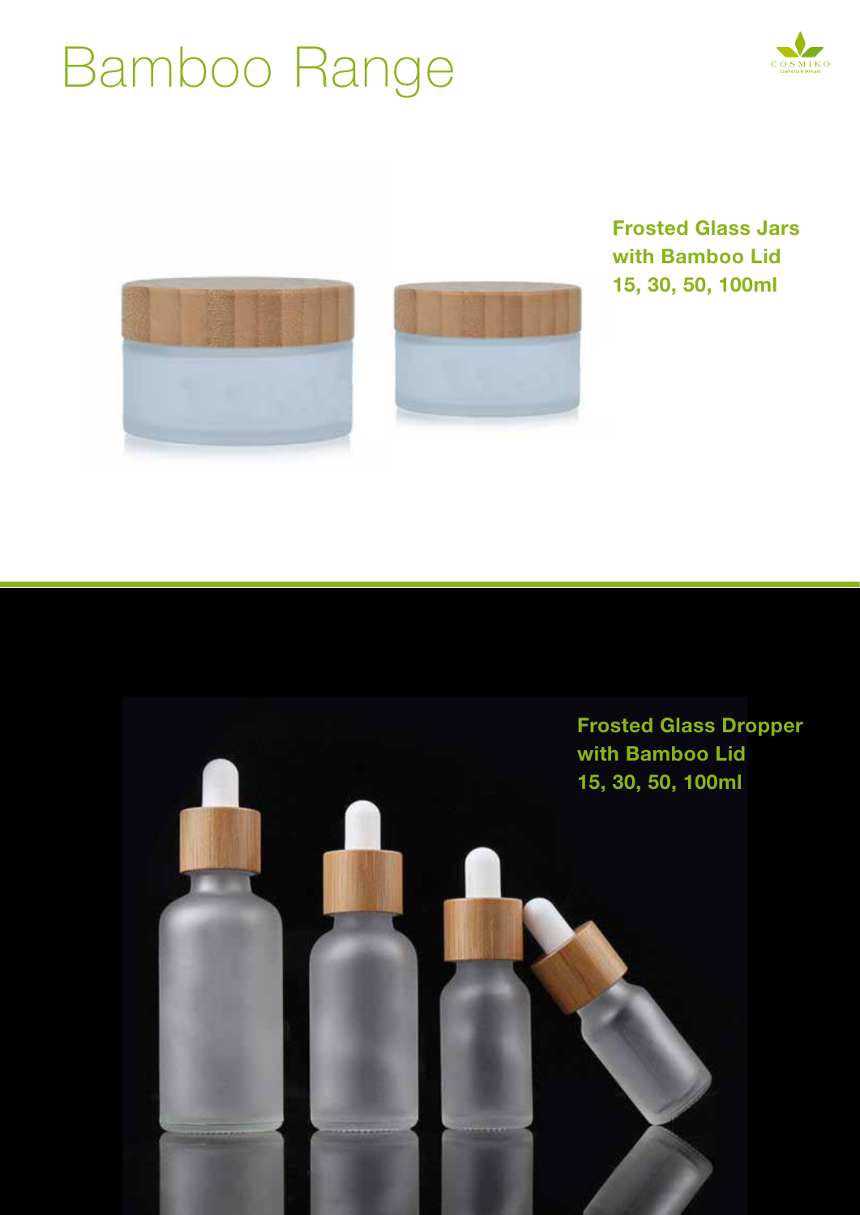# Bamboo Range

**Frosted Glass Jars with Bamboo Lid 15, 30, 50, 100ml**

**Frosted Glass Dropper with Bamboo Lid 15, 30, 50, 100ml**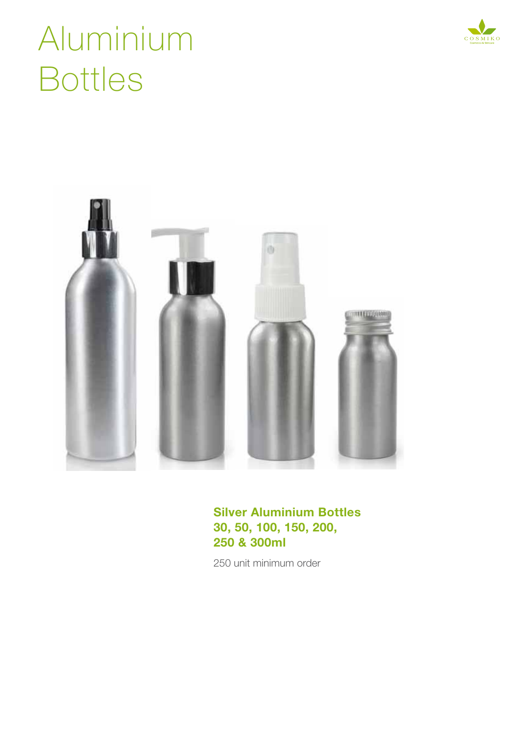# Aluminium Bottles

**Silver Aluminium Bottles**
**30, 50, 100, 150, 200,**
**250 & 300ml**

250 unit minimum order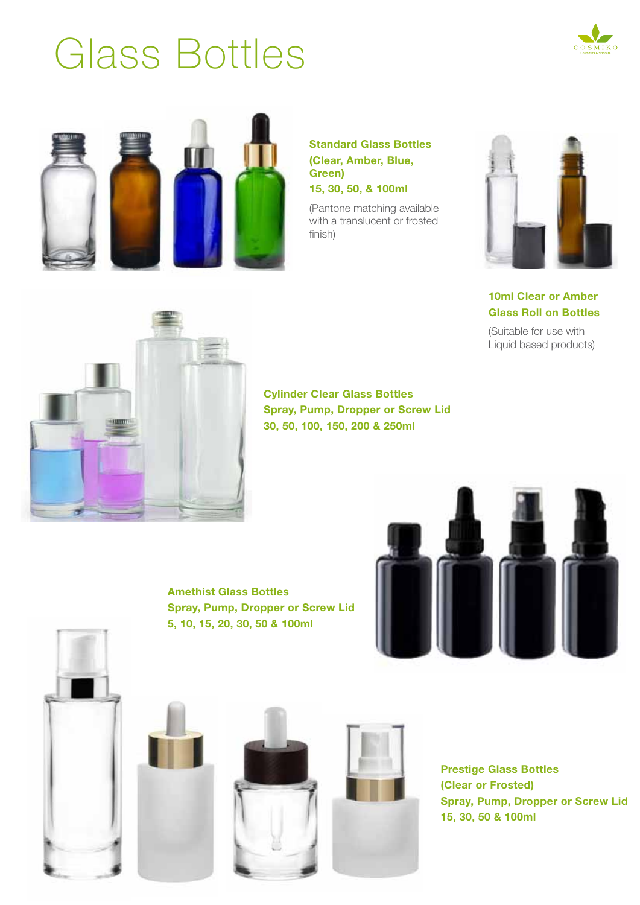# Glass Bottles

**Standard Glass Bottles (Clear, Amber, Blue, Green)**
**15, 30, 50, & 100ml**

(Pantone matching available with a translucent or frosted finish)

**10ml Clear or Amber Glass Roll on Bottles**

(Suitable for use with Liquid based products)

**Cylinder Clear Glass Bottles**
**Spray, Pump, Dropper or Screw Lid**
**30, 50, 100, 150, 200 & 250ml**

**Amethist Glass Bottles**
**Spray, Pump, Dropper or Screw Lid**
**5, 10, 15, 20, 30, 50 & 100ml**

**Prestige Glass Bottles (Clear or Frosted)**
**Spray, Pump, Dropper or Screw Lid**
**15, 30, 50 & 100ml**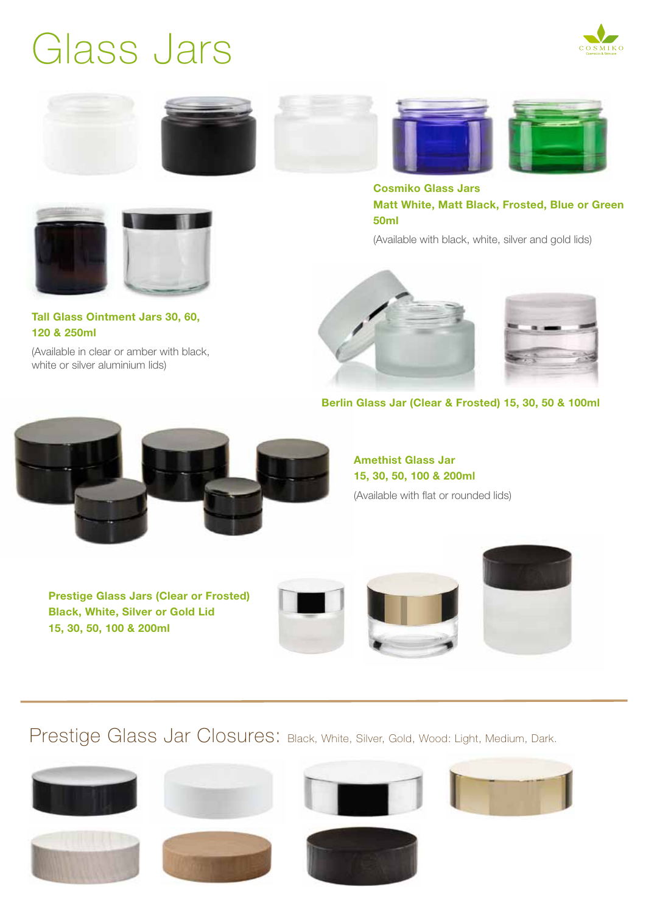# Glass Jars

**Cosmiko Glass Jars**
**Matt White, Matt Black, Frosted, Blue or Green**
**50ml**

(Available with black, white, silver and gold lids)

**Tall Glass Ointment Jars 30, 60, 120 & 250ml**

(Available in clear or amber with black, white or silver aluminium lids)

**Berlin Glass Jar (Clear & Frosted) 15, 30, 50 & 100ml**

**Amethist Glass Jar**
**15, 30, 50, 100 & 200ml**

(Available with flat or rounded lids)

**Prestige Glass Jars (Clear or Frosted)**
**Black, White, Silver or Gold Lid**
**15, 30, 50, 100 & 200ml**

## Prestige Glass Jar Closures: Black, White, Silver, Gold, Wood: Light, Medium, Dark.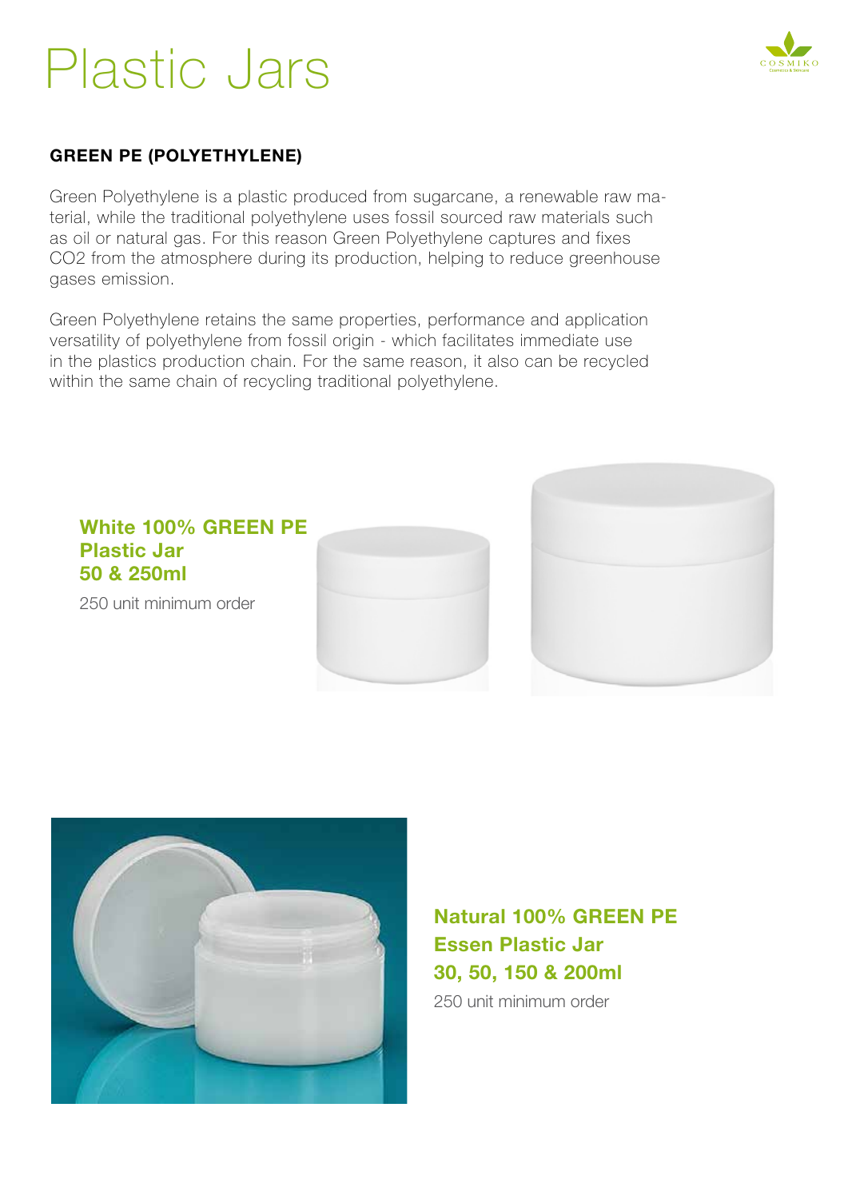# Plastic Jars

## GREEN PE (POLYETHYLENE)

Green Polyethylene is a plastic produced from sugarcane, a renewable raw material, while the traditional polyethylene uses fossil sourced raw materials such as oil or natural gas. For this reason Green Polyethylene captures and fixes $CO_2$ from the atmosphere during its production, helping to reduce greenhouse gases emission.

Green Polyethylene retains the same properties, performance and application versatility of polyethylene from fossil origin - which facilitates immediate use in the plastics production chain. For the same reason, it also can be recycled within the same chain of recycling traditional polyethylene.

### White 100% GREEN PE Plastic Jar 50 & 250ml

250 unit minimum order

### Natural 100% GREEN PE Essen Plastic Jar 30, 50, 150 & 200ml

250 unit minimum order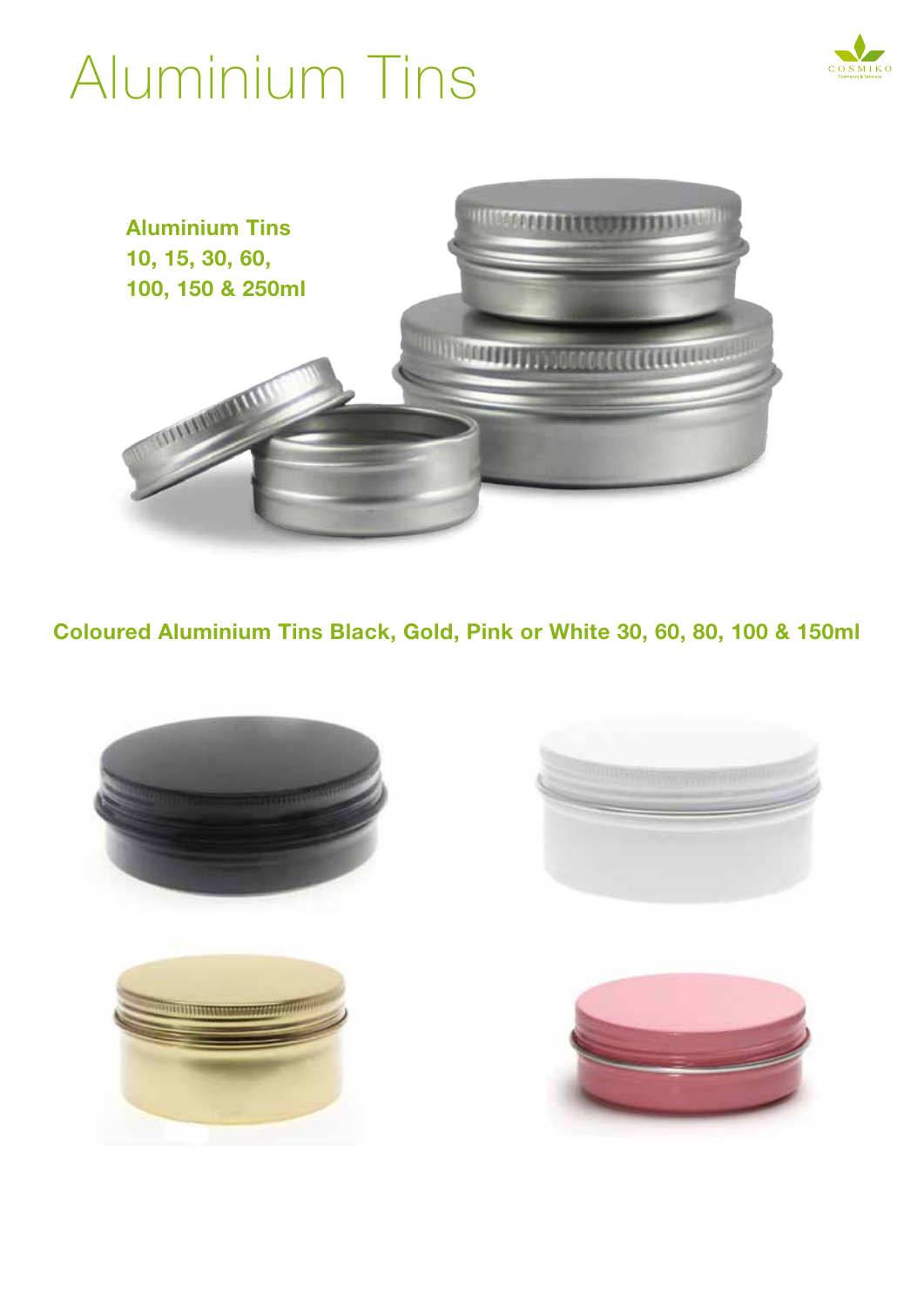# Aluminium Tins

**Aluminium Tins**
**10, 15, 30, 60,**
**100, 150 & 250ml**

**Coloured Aluminium Tins Black, Gold, Pink or White 30, 60, 80, 100 & 150ml**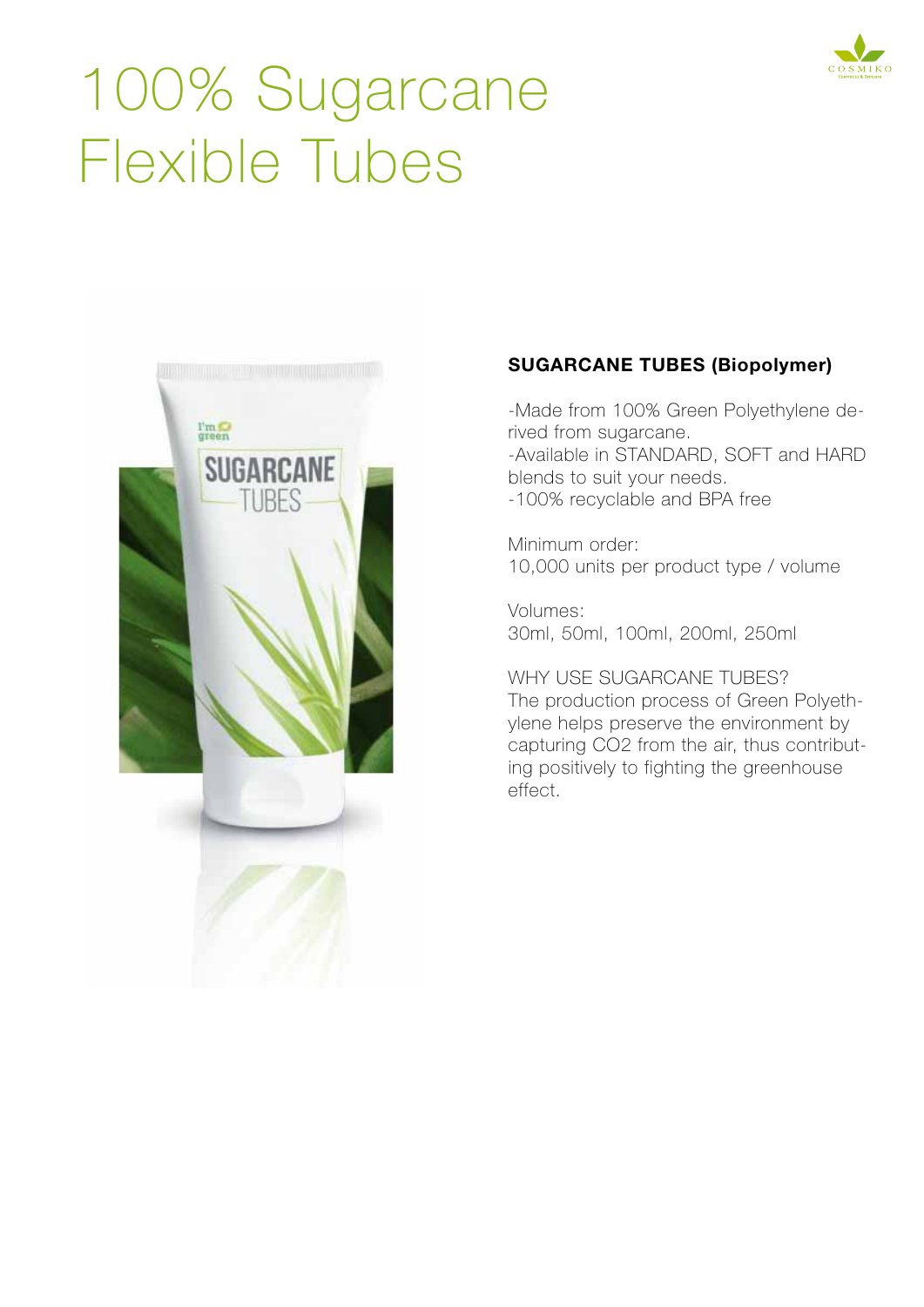# 100% Sugarcane Flexible Tubes

**SUGARCANE TUBES (Biopolymer)**

-Made from 100% Green Polyethylene derived from sugarcane.
-Available in STANDARD, SOFT and HARD blends to suit your needs.
-100% recyclable and BPA free

Minimum order:
10,000 units per product type / volume

Volumes:
30ml, 50ml, 100ml, 200ml, 250ml

WHY USE SUGARCANE TUBES?
The production process of Green Polyethylene helps preserve the environment by capturing $CO_2$ from the air, thus contributing positively to fighting the greenhouse effect.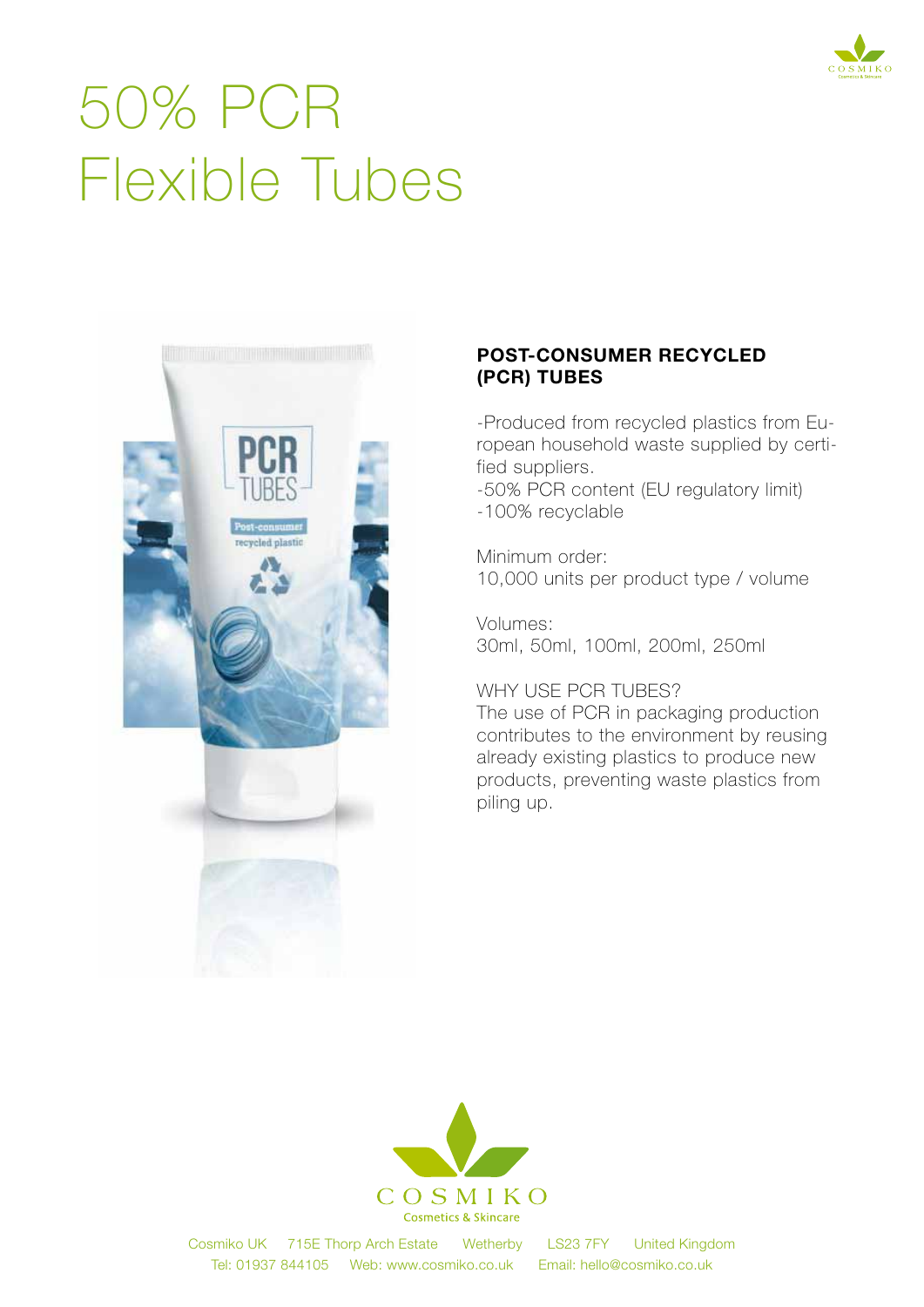# 50% PCR Flexible Tubes

### POST-CONSUMER RECYCLED (PCR) TUBES

-Produced from recycled plastics from European household waste supplied by certified suppliers.
-50% PCR content (EU regulatory limit)
-100% recyclable

Minimum order:
10,000 units per product type / volume

Volumes:
30ml, 50ml, 100ml, 200ml, 250ml

WHY USE PCR TUBES?
The use of PCR in packaging production contributes to the environment by reusing already existing plastics to produce new products, preventing waste plastics from piling up.

COSMIKO
Cosmetics & Skincare

Cosmiko UK 715E Thorp Arch Estate Wetherby LS23 7FY United Kingdom
Tel: 01937 844105 Web: www.cosmiko.co.uk Email: hello@cosmiko.co.uk